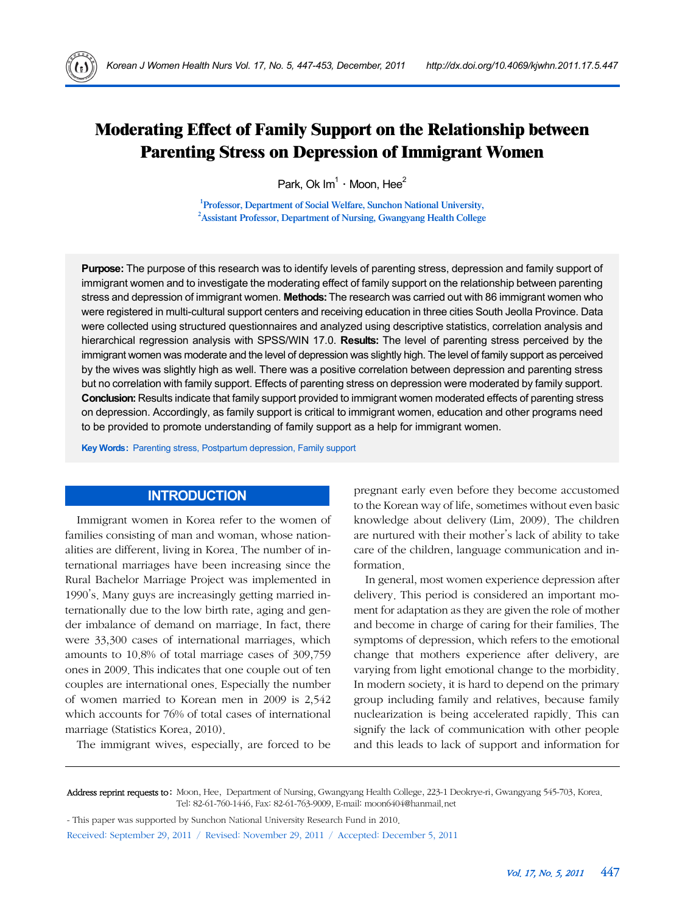# Moderating Effect of Family Support on the Relationship between Parenting Stress on Depression of Immigrant Women

Park, Ok Im[1] · Moon, Hee[2]

[1]Professor, Department of Social Welfare, Sunchon National University,
[2]Assistant Professor, Department of Nursing, Gwangyang Health College

**Purpose:** The purpose of this research was to identify levels of parenting stress, depression and family support of immigrant women and to investigate the moderating effect of family support on the relationship between parenting stress and depression of immigrant women. **Methods:** The research was carried out with 86 immigrant women who were registered in multi-cultural support centers and receiving education in three cities South Jeolla Province. Data were collected using structured questionnaires and analyzed using descriptive statistics, correlation analysis and hierarchical regression analysis with SPSS/WIN 17.0. **Results:** The level of parenting stress perceived by the immigrant women was moderate and the level of depression was slightly high. The level of family support as perceived by the wives was slightly high as well. There was a positive correlation between depression and parenting stress but no correlation with family support. Effects of parenting stress on depression were moderated by family support. **Conclusion:** Results indicate that family support provided to immigrant women moderated effects of parenting stress on depression. Accordingly, as family support is critical to immigrant women, education and other programs need to be provided to promote understanding of family support as a help for immigrant women.

**Key Words:** Parenting stress, Postpartum depression, Family support

## INTRODUCTION

Immigrant women in Korea refer to the women of families consisting of man and woman, whose nationalities are different, living in Korea. The number of international marriages have been increasing since the Rural Bachelor Marriage Project was implemented in 1990's. Many guys are increasingly getting married internationally due to the low birth rate, aging and gender imbalance of demand on marriage. In fact, there were 33,300 cases of international marriages, which amounts to 10.8% of total marriage cases of 309,759 ones in 2009. This indicates that one couple out of ten couples are international ones. Especially the number of women married to Korean men in 2009 is 2,542 which accounts for 76% of total cases of international marriage (Statistics Korea, 2010).

The immigrant wives, especially, are forced to be pregnant early even before they become accustomed to the Korean way of life, sometimes without even basic knowledge about delivery (Lim, 2009). The children are nurtured with their mother's lack of ability to take care of the children, language communication and information.

In general, most women experience depression after delivery. This period is considered an important moment for adaptation as they are given the role of mother and become in charge of caring for their families. The symptoms of depression, which refers to the emotional change that mothers experience after delivery, are varying from light emotional change to the morbidity. In modern society, it is hard to depend on the primary group including family and relatives, because family nuclearization is being accelerated rapidly. This can signify the lack of communication with other people and this leads to lack of support and information for

---

Address reprint requests to: Moon, Hee, Department of Nursing, Gwangyang Health College, 223-1 Deokrye-ri, Gwangyang 545-703, Korea. Tel: 82-61-760-1446, Fax: 82-61-763-9009, E-mail: moon6404@hanmail.net

- This paper was supported by Sunchon National University Research Fund in 2010.

Received: September 29, 2011 / Revised: November 29, 2011 / Accepted: December 5, 2011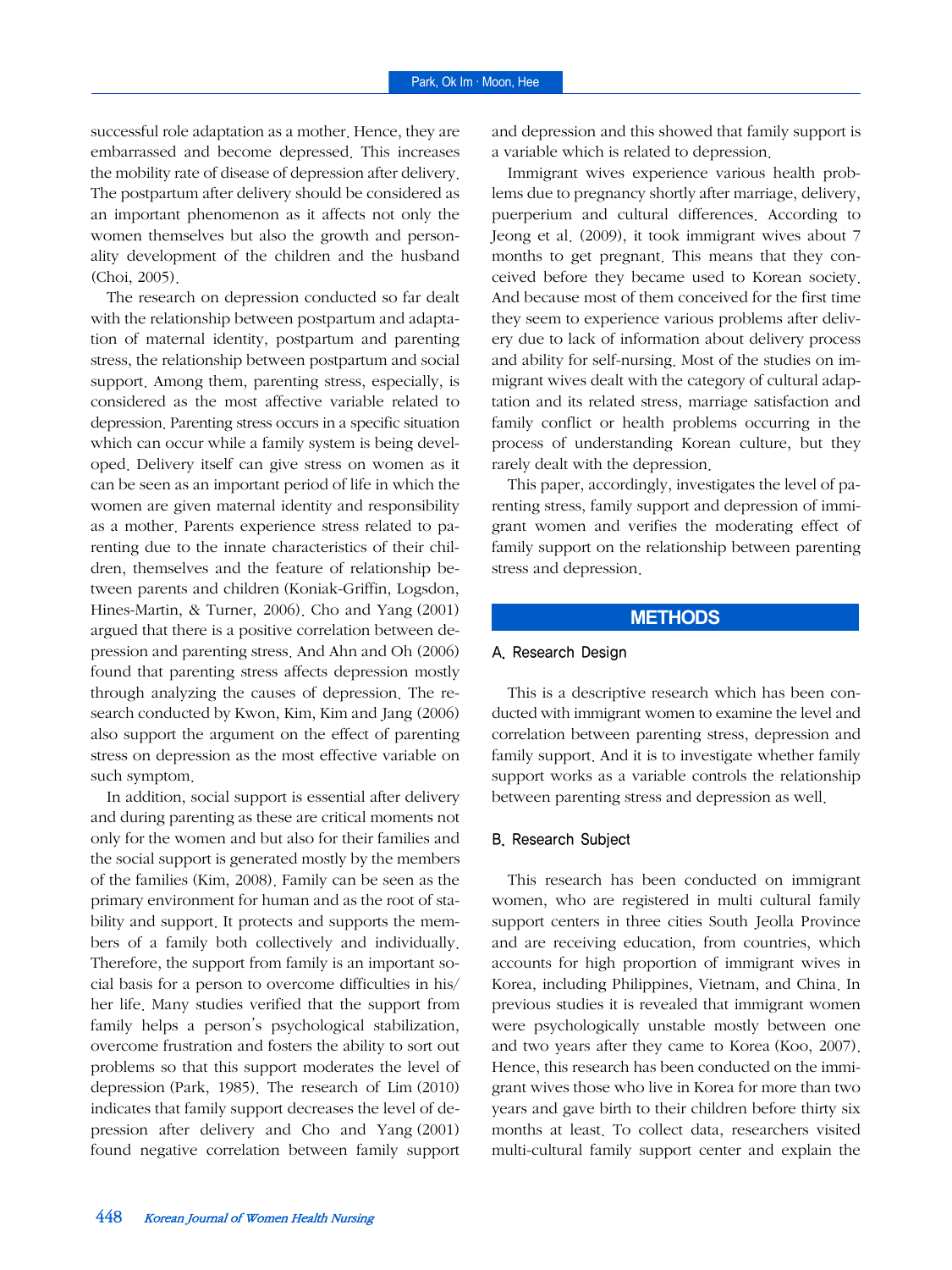successful role adaptation as a mother. Hence, they are embarrassed and become depressed. This increases the mobility rate of disease of depression after delivery. The postpartum after delivery should be considered as an important phenomenon as it affects not only the women themselves but also the growth and personality development of the children and the husband (Choi, 2005).

The research on depression conducted so far dealt with the relationship between postpartum and adaptation of maternal identity, postpartum and parenting stress, the relationship between postpartum and social support. Among them, parenting stress, especially, is considered as the most affective variable related to depression. Parenting stress occurs in a specific situation which can occur while a family system is being developed. Delivery itself can give stress on women as it can be seen as an important period of life in which the women are given maternal identity and responsibility as a mother. Parents experience stress related to parenting due to the innate characteristics of their children, themselves and the feature of relationship between parents and children (Koniak-Griffin, Logsdon, Hines-Martin, & Turner, 2006). Cho and Yang (2001) argued that there is a positive correlation between depression and parenting stress. And Ahn and Oh (2006) found that parenting stress affects depression mostly through analyzing the causes of depression. The research conducted by Kwon, Kim, Kim and Jang (2006) also support the argument on the effect of parenting stress on depression as the most effective variable on such symptom.

In addition, social support is essential after delivery and during parenting as these are critical moments not only for the women and but also for their families and the social support is generated mostly by the members of the families (Kim, 2008). Family can be seen as the primary environment for human and as the root of stability and support. It protects and supports the members of a family both collectively and individually. Therefore, the support from family is an important social basis for a person to overcome difficulties in his/her life. Many studies verified that the support from family helps a person's psychological stabilization, overcome frustration and fosters the ability to sort out problems so that this support moderates the level of depression (Park, 1985). The research of Lim (2010) indicates that family support decreases the level of depression after delivery and Cho and Yang (2001) found negative correlation between family support and depression and this showed that family support is a variable which is related to depression.

Immigrant wives experience various health problems due to pregnancy shortly after marriage, delivery, puerperium and cultural differences. According to Jeong et al. (2009), it took immigrant wives about 7 months to get pregnant. This means that they conceived before they became used to Korean society. And because most of them conceived for the first time they seem to experience various problems after delivery due to lack of information about delivery process and ability for self-nursing. Most of the studies on immigrant wives dealt with the category of cultural adaptation and its related stress, marriage satisfaction and family conflict or health problems occurring in the process of understanding Korean culture, but they rarely dealt with the depression.

This paper, accordingly, investigates the level of parenting stress, family support and depression of immigrant women and verifies the moderating effect of family support on the relationship between parenting stress and depression.

## METHODS

### A. Research Design

This is a descriptive research which has been conducted with immigrant women to examine the level and correlation between parenting stress, depression and family support. And it is to investigate whether family support works as a variable controls the relationship between parenting stress and depression as well.

### B. Research Subject

This research has been conducted on immigrant women, who are registered in multi cultural family support centers in three cities South Jeolla Province and are receiving education, from countries, which accounts for high proportion of immigrant wives in Korea, including Philippines, Vietnam, and China. In previous studies it is revealed that immigrant women were psychologically unstable mostly between one and two years after they came to Korea (Koo, 2007). Hence, this research has been conducted on the immigrant wives those who live in Korea for more than two years and gave birth to their children before thirty six months at least. To collect data, researchers visited multi-cultural family support center and explain the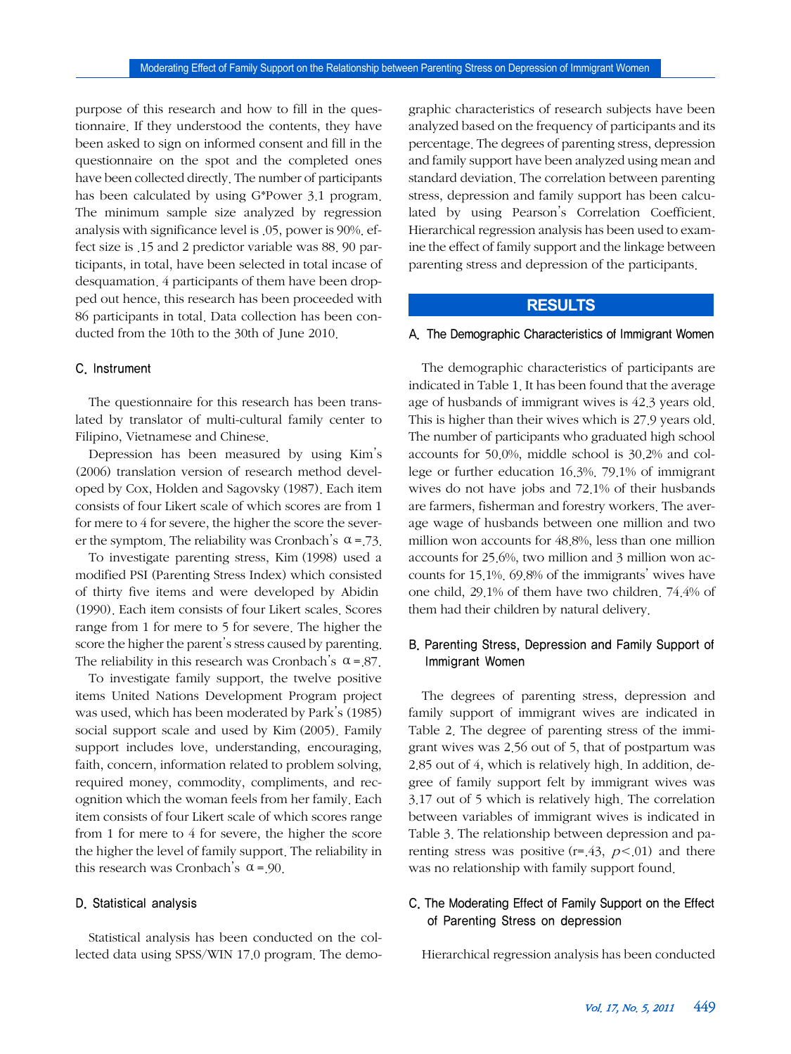purpose of this research and how to fill in the questionnaire. If they understood the contents, they have been asked to sign on informed consent and fill in the questionnaire on the spot and the completed ones have been collected directly. The number of participants has been calculated by using G*Power 3.1 program. The minimum sample size analyzed by regression analysis with significance level is .05, power is 90%. effect size is .15 and 2 predictor variable was 88. 90 participants, in total, have been selected in total incase of desquamation. 4 participants of them have been dropped out hence, this research has been proceeded with 86 participants in total. Data collection has been conducted from the 10th to the 30th of June 2010.

### C. Instrument

The questionnaire for this research has been translated by translator of multi-cultural family center to Filipino, Vietnamese and Chinese.

Depression has been measured by using Kim's (2006) translation version of research method developed by Cox, Holden and Sagovsky (1987). Each item consists of four Likert scale of which scores are from 1 for mere to 4 for severe, the higher the score the severer the symptom. The reliability was Cronbach's $\alpha$=.73.

To investigate parenting stress, Kim (1998) used a modified PSI (Parenting Stress Index) which consisted of thirty five items and were developed by Abidin (1990). Each item consists of four Likert scales. Scores range from 1 for mere to 5 for severe. The higher the score the higher the parent's stress caused by parenting. The reliability in this research was Cronbach's $\alpha$=.87.

To investigate family support, the twelve positive items United Nations Development Program project was used, which has been moderated by Park's (1985) social support scale and used by Kim (2005). Family support includes love, understanding, encouraging, faith, concern, information related to problem solving, required money, commodity, compliments, and recognition which the woman feels from her family. Each item consists of four Likert scale of which scores range from 1 for mere to 4 for severe, the higher the score the higher the level of family support. The reliability in this research was Cronbach's $\alpha$=.90.

### D. Statistical analysis

Statistical analysis has been conducted on the collected data using SPSS/WIN 17.0 program. The demographic characteristics of research subjects have been analyzed based on the frequency of participants and its percentage. The degrees of parenting stress, depression and family support have been analyzed using mean and standard deviation. The correlation between parenting stress, depression and family support has been calculated by using Pearson's Correlation Coefficient. Hierarchical regression analysis has been used to examine the effect of family support and the linkage between parenting stress and depression of the participants.

## RESULTS

### A. The Demographic Characteristics of Immigrant Women

The demographic characteristics of participants are indicated in Table 1. It has been found that the average age of husbands of immigrant wives is 42.3 years old. This is higher than their wives which is 27.9 years old. The number of participants who graduated high school accounts for 50.0%, middle school is 30.2% and college or further education 16.3%. 79.1% of immigrant wives do not have jobs and 72.1% of their husbands are farmers, fisherman and forestry workers. The average wage of husbands between one million and two million won accounts for 48.8%, less than one million accounts for 25.6%, two million and 3 million won accounts for 15.1%. 69.8% of the immigrants' wives have one child, 29.1% of them have two children. 74.4% of them had their children by natural delivery.

### B. Parenting Stress, Depression and Family Support of Immigrant Women

The degrees of parenting stress, depression and family support of immigrant wives are indicated in Table 2. The degree of parenting stress of the immigrant wives was 2.56 out of 5, that of postpartum was 2.85 out of 4, which is relatively high. In addition, degree of family support felt by immigrant wives was 3.17 out of 5 which is relatively high. The correlation between variables of immigrant wives is indicated in Table 3. The relationship between depression and parenting stress was positive ($r$=.43, $p$<.01) and there was no relationship with family support found.

### C. The Moderating Effect of Family Support on the Effect of Parenting Stress on depression

Hierarchical regression analysis has been conducted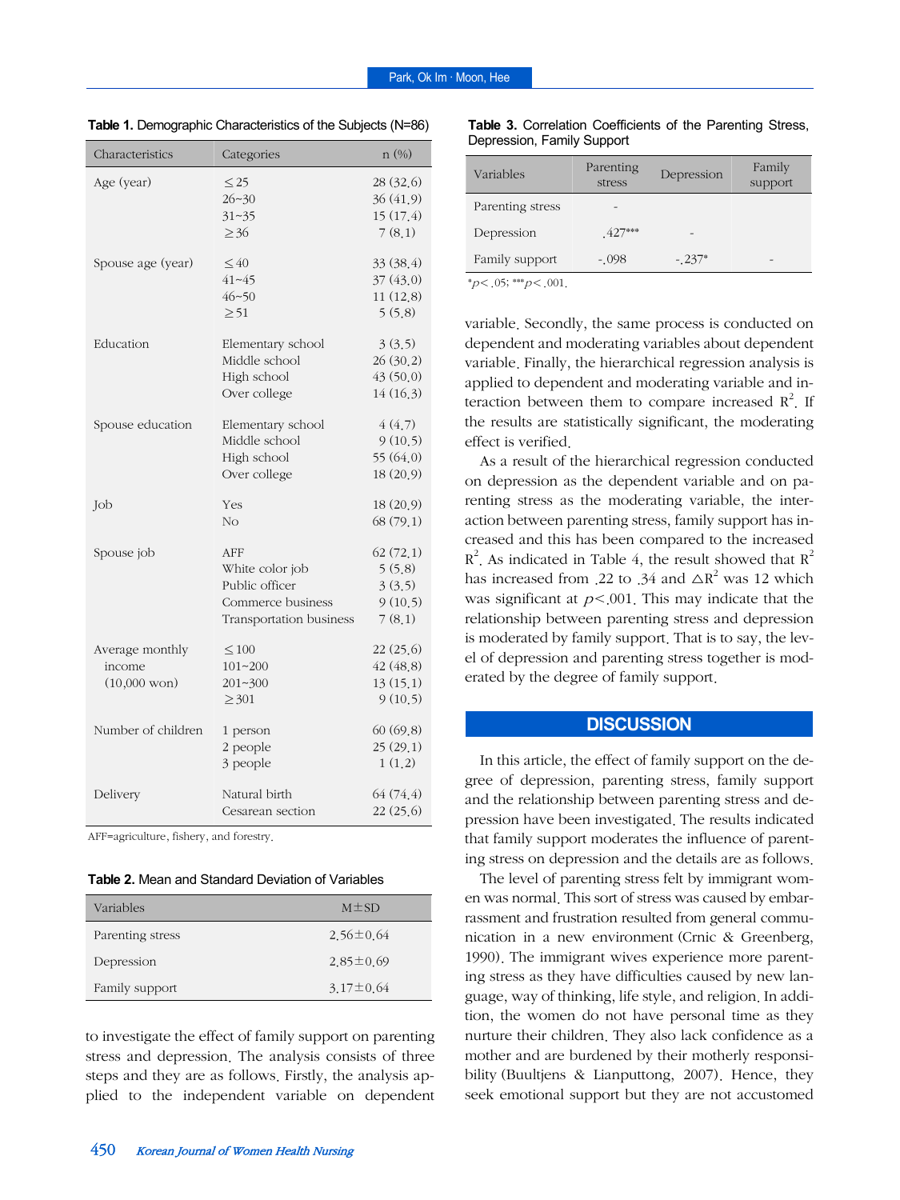**Table 1.** Demographic Characteristics of the Subjects (N=86)

| Characteristics | Categories | n (%) |
|---|---|---|
| Age (year) | ≤25 | 28 (32.6) |
| | 26~30 | 36 (41.9) |
| | 31~35 | 15 (17.4) |
| | ≥36 | 7 (8.1) |
| Spouse age (year) | ≤40 | 33 (38.4) |
| | 41~45 | 37 (43.0) |
| | 46~50 | 11 (12.8) |
| | ≥51 | 5 (5.8) |
| Education | Elementary school | 3 (3.5) |
| | Middle school | 26 (30.2) |
| | High school | 43 (50.0) |
| | Over college | 14 (16.3) |
| Spouse education | Elementary school | 4 (4.7) |
| | Middle school | 9 (10.5) |
| | High school | 55 (64.0) |
| | Over college | 18 (20.9) |
| Job | Yes | 18 (20.9) |
| | No | 68 (79.1) |
| Spouse job | AFF | 62 (72.1) |
| | White color job | 5 (5.8) |
| | Public officer | 3 (3.5) |
| | Commerce business | 9 (10.5) |
| | Transportation business | 7 (8.1) |
| Average monthly income (10,000 won) | ≤100 | 22 (25.6) |
| | 101~200 | 42 (48.8) |
| | 201~300 | 13 (15.1) |
| | ≥301 | 9 (10.5) |
| Number of children | 1 person | 60 (69.8) |
| | 2 people | 25 (29.1) |
| | 3 people | 1 (1.2) |
| Delivery | Natural birth | 64 (74.4) |
| | Cesarean section | 22 (25.6) |

AFF=agriculture, fishery, and forestry.

**Table 2.** Mean and Standard Deviation of Variables

| Variables | M±SD |
|---|---|
| Parenting stress | 2.56±0.64 |
| Depression | 2.85±0.69 |
| Family support | 3.17±0.64 |

to investigate the effect of family support on parenting stress and depression. The analysis consists of three steps and they are as follows. Firstly, the analysis applied to the independent variable on dependent variable. Secondly, the same process is conducted on dependent and moderating variables about dependent variable. Finally, the hierarchical regression analysis is applied to dependent and moderating variable and interaction between them to compare increased $R^2$. If the results are statistically significant, the moderating effect is verified.

**Table 3.** Correlation Coefficients of the Parenting Stress, Depression, Family Support

| Variables | Parenting stress | Depression | Family support |
|---|---|---|---|
| Parenting stress | - | | |
| Depression | .427*** | - | |
| Family support | -.098 | -.237* | - |

*$p<.05$; ***$p<.001$.

As a result of the hierarchical regression conducted on depression as the dependent variable and on parenting stress as the moderating variable, the interaction between parenting stress, family support has increased and this has been compared to the increased $R^2$. As indicated in Table 4, the result showed that $R^2$ has increased from .22 to .34 and $\triangle R^2$ was 12 which was significant at $p<.001$. This may indicate that the relationship between parenting stress and depression is moderated by family support. That is to say, the level of depression and parenting stress together is moderated by the degree of family support.

## DISCUSSION

In this article, the effect of family support on the degree of depression, parenting stress, family support and the relationship between parenting stress and depression have been investigated. The results indicated that family support moderates the influence of parenting stress on depression and the details are as follows.

The level of parenting stress felt by immigrant women was normal. This sort of stress was caused by embarrassment and frustration resulted from general communication in a new environment (Crnic & Greenberg, 1990). The immigrant wives experience more parenting stress as they have difficulties caused by new language, way of thinking, life style, and religion. In addition, the women do not have personal time as they nurture their children. They also lack confidence as a mother and are burdened by their motherly responsibility (Buultjens & Lianputtong, 2007). Hence, they seek emotional support but they are not accustomed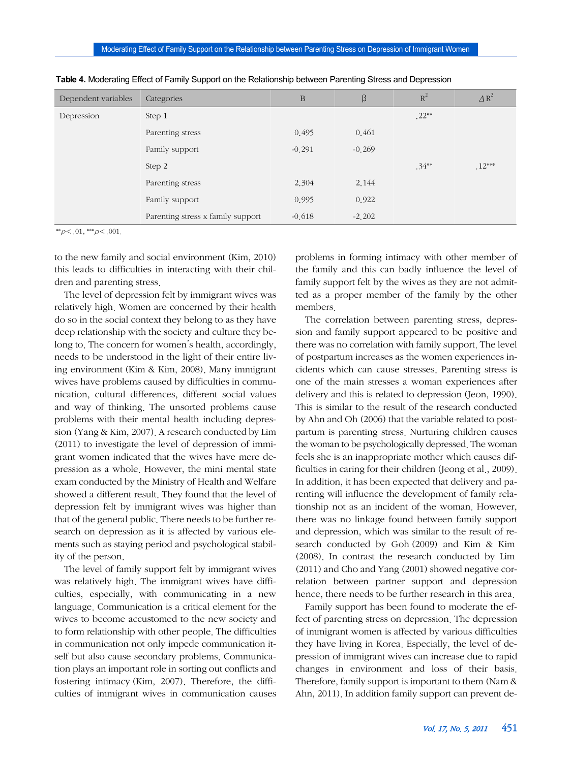**Table 4.** Moderating Effect of Family Support on the Relationship between Parenting Stress and Depression

| Dependent variables | Categories | B | β | $R^2$ | $\Delta R^2$ |
|---|---|---|---|---|---|
| Depression | Step 1 | | | .22** | |
| | Parenting stress | 0.495 | 0.461 | | |
| | Family support | -0.291 | -0.269 | | |
| | Step 2 | | | .34** | .12*** |
| | Parenting stress | 2.304 | 2.144 | | |
| | Family support | 0.995 | 0.922 | | |
| | Parenting stress x family support | -0.618 | -2.202 | | |

**$p < .01$, ***$p < .001$.

to the new family and social environment (Kim, 2010) this leads to difficulties in interacting with their children and parenting stress.

The level of depression felt by immigrant wives was relatively high. Women are concerned by their health do so in the social context they belong to as they have deep relationship with the society and culture they belong to. The concern for women's health, accordingly, needs to be understood in the light of their entire living environment (Kim & Kim, 2008). Many immigrant wives have problems caused by difficulties in communication, cultural differences, different social values and way of thinking. The unsorted problems cause problems with their mental health including depression (Yang & Kim, 2007). A research conducted by Lim (2011) to investigate the level of depression of immigrant women indicated that the wives have mere depression as a whole. However, the mini mental state exam conducted by the Ministry of Health and Welfare showed a different result. They found that the level of depression felt by immigrant wives was higher than that of the general public. There needs to be further research on depression as it is affected by various elements such as staying period and psychological stability of the person.

The level of family support felt by immigrant wives was relatively high. The immigrant wives have difficulties, especially, with communicating in a new language. Communication is a critical element for the wives to become accustomed to the new society and to form relationship with other people. The difficulties in communication not only impede communication itself but also cause secondary problems. Communication plays an important role in sorting out conflicts and fostering intimacy (Kim, 2007). Therefore, the difficulties of immigrant wives in communication causes problems in forming intimacy with other member of the family and this can badly influence the level of family support felt by the wives as they are not admitted as a proper member of the family by the other members.

The correlation between parenting stress, depression and family support appeared to be positive and there was no correlation with family support. The level of postpartum increases as the women experiences incidents which can cause stresses. Parenting stress is one of the main stresses a woman experiences after delivery and this is related to depression (Jeon, 1990). This is similar to the result of the research conducted by Ahn and Oh (2006) that the variable related to postpartum is parenting stress. Nurturing children causes the woman to be psychologically depressed. The woman feels she is an inappropriate mother which causes difficulties in caring for their children (Jeong et al., 2009). In addition, it has been expected that delivery and parenting will influence the development of family relationship not as an incident of the woman. However, there was no linkage found between family support and depression, which was similar to the result of research conducted by Goh (2009) and Kim & Kim (2008). In contrast the research conducted by Lim (2011) and Cho and Yang (2001) showed negative correlation between partner support and depression hence, there needs to be further research in this area.

Family support has been found to moderate the effect of parenting stress on depression. The depression of immigrant women is affected by various difficulties they have living in Korea. Especially, the level of depression of immigrant wives can increase due to rapid changes in environment and loss of their basis. Therefore, family support is important to them (Nam & Ahn, 2011). In addition family support can prevent de-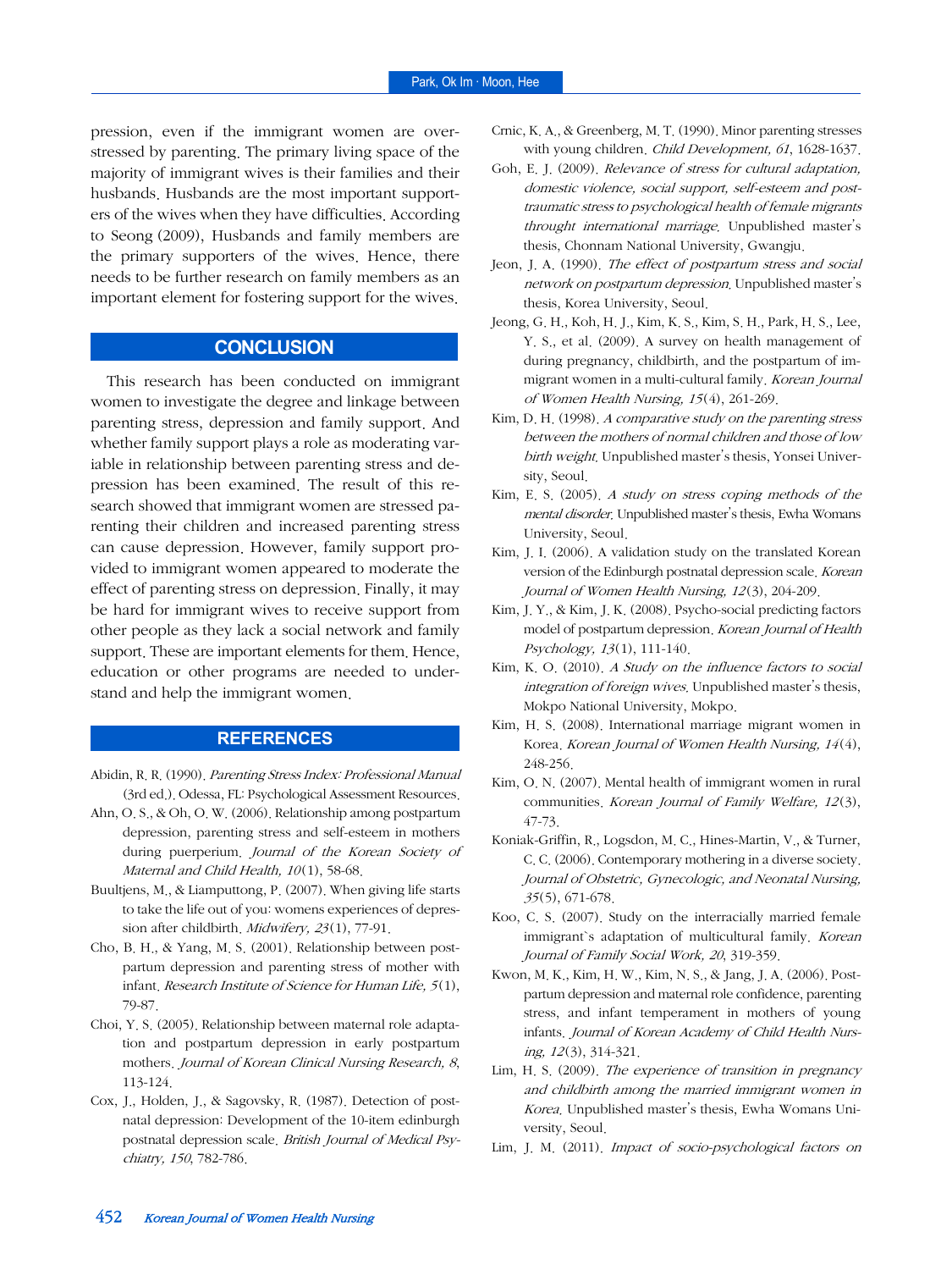pression, even if the immigrant women are overstressed by parenting. The primary living space of the majority of immigrant wives is their families and their husbands. Husbands are the most important supporters of the wives when they have difficulties. According to Seong (2009), Husbands and family members are the primary supporters of the wives. Hence, there needs to be further research on family members as an important element for fostering support for the wives.

## CONCLUSION

This research has been conducted on immigrant women to investigate the degree and linkage between parenting stress, depression and family support. And whether family support plays a role as moderating variable in relationship between parenting stress and depression has been examined. The result of this research showed that immigrant women are stressed parenting their children and increased parenting stress can cause depression. However, family support provided to immigrant women appeared to moderate the effect of parenting stress on depression. Finally, it may be hard for immigrant wives to receive support from other people as they lack a social network and family support. These are important elements for them. Hence, education or other programs are needed to understand and help the immigrant women.

## REFERENCES

Abidin, R. R. (1990). *Parenting Stress Index: Professional Manual* (3rd ed.). Odessa, FL: Psychological Assessment Resources.

Ahn, O. S., & Oh, O. W. (2006). Relationship among postpartum depression, parenting stress and self-esteem in mothers during puerperium. *Journal of the Korean Society of Maternal and Child Health, 10*(1), 58-68.

Buultjens, M., & Liamputtong, P. (2007). When giving life starts to take the life out of you: womens experiences of depression after childbirth. *Midwifery, 23*(1), 77-91.

Cho, B. H., & Yang, M. S. (2001). Relationship between postpartum depression and parenting stress of mother with infant. *Research Institute of Science for Human Life, 5*(1), 79-87.

Choi, Y. S. (2005). Relationship between maternal role adaptation and postpartum depression in early postpartum mothers. *Journal of Korean Clinical Nursing Research, 8*, 113-124.

Cox, J., Holden, J., & Sagovsky, R. (1987). Detection of postnatal depression: Development of the 10-item edinburgh postnatal depression scale. *British Journal of Medical Psychiatry, 150*, 782-786.

Crnic, K. A., & Greenberg, M. T. (1990). Minor parenting stresses with young children. *Child Development, 61*, 1628-1637.

Goh, E. J. (2009). *Relevance of stress for cultural adaptation, domestic violence, social support, self-esteem and post-traumatic stress to psychological health of female migrants throught international marriage*. Unpublished master's thesis, Chonnam National University, Gwangju.

Jeon, J. A. (1990). *The effect of postpartum stress and social network on postpartum depression.* Unpublished master's thesis, Korea University, Seoul.

Jeong, G. H., Koh, H. J., Kim, K. S., Kim, S. H., Park, H. S., Lee, Y. S., et al. (2009). A survey on health management of during pregnancy, childbirth, and the postpartum of immigrant women in a multi-cultural family. *Korean Journal of Women Health Nursing, 15*(4), 261-269.

Kim, D. H. (1998). *A comparative study on the parenting stress between the mothers of normal children and those of low birth weight.* Unpublished master's thesis, Yonsei University, Seoul.

Kim, E. S. (2005). *A study on stress coping methods of the mental disorder.* Unpublished master's thesis, Ewha Womans University, Seoul.

Kim, J. I. (2006). A validation study on the translated Korean version of the Edinburgh postnatal depression scale. *Korean Journal of Women Health Nursing, 12*(3), 204-209.

Kim, J. Y., & Kim, J. K. (2008). Psycho-social predicting factors model of postpartum depression. *Korean Journal of Health Psychology, 13*(1), 111-140.

Kim, K. O. (2010). *A Study on the influence factors to social integration of foreign wives.* Unpublished master's thesis, Mokpo National University, Mokpo.

Kim, H. S. (2008). International marriage migrant women in Korea. *Korean Journal of Women Health Nursing, 14*(4), 248-256.

Kim, O. N. (2007). Mental health of immigrant women in rural communities. *Korean Journal of Family Welfare, 12*(3), 47-73.

Koniak-Griffin, R., Logsdon, M. C., Hines-Martin, V., & Turner, C. C. (2006). Contemporary mothering in a diverse society. *Journal of Obstetric, Gynecologic, and Neonatal Nursing, 35*(5), 671-678.

Koo, C. S. (2007). Study on the interracially married female immigrant`s adaptation of multicultural family. *Korean Journal of Family Social Work, 20*, 319-359.

Kwon, M. K., Kim, H. W., Kim, N. S., & Jang, J. A. (2006). Postpartum depression and maternal role confidence, parenting stress, and infant temperament in mothers of young infants. *Journal of Korean Academy of Child Health Nursing, 12*(3), 314-321.

Lim, H. S. (2009). *The experience of transition in pregnancy and childbirth among the married immigrant women in Korea.* Unpublished master's thesis, Ewha Womans University, Seoul.

Lim, J. M. (2011). *Impact of socio-psychological factors on*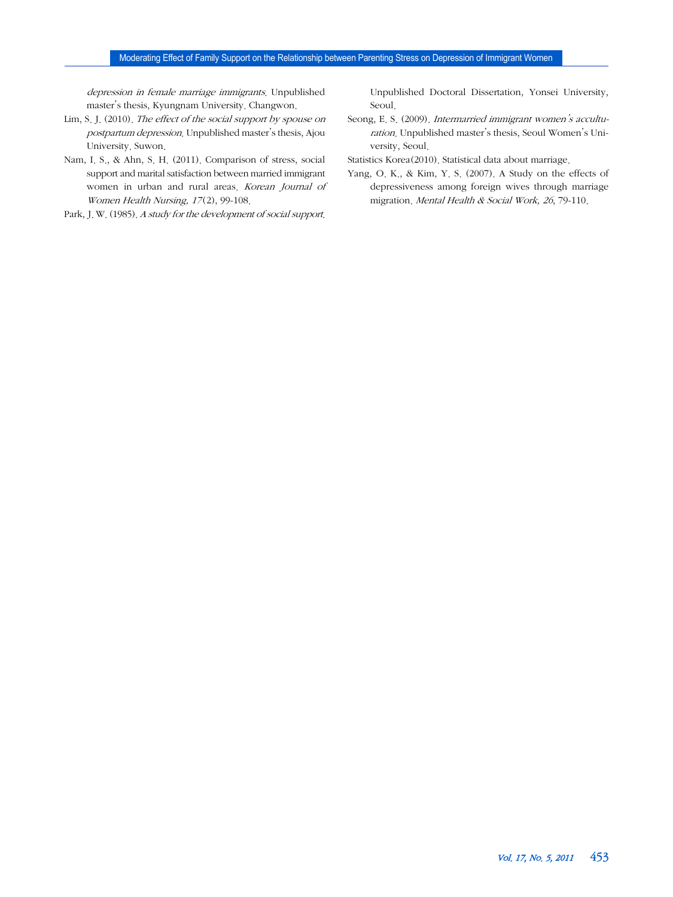*depression in female marriage immigrants*. Unpublished master's thesis, Kyungnam University. Changwon.

Lim, S. J. (2010). *The effect of the social support by spouse on postpartum depression*. Unpublished master's thesis, Ajou University. Suwon.

Nam, I. S., & Ahn, S. H. (2011). Comparison of stress, social support and marital satisfaction between married immigrant women in urban and rural areas. *Korean Journal of Women Health Nursing, 17*(2), 99-108.

Park, J. W. (1985). *A study for the development of social support*. Unpublished Doctoral Dissertation, Yonsei University, Seoul.

Seong, E. S. (2009). *Intermarried immigrant women's acculturation*. Unpublished master's thesis, Seoul Women's University, Seoul.

Statistics Korea(2010). Statistical data about marriage.

Yang, O. K., & Kim, Y. S. (2007). A Study on the effects of depressiveness among foreign wives through marriage migration. *Mental Health & Social Work, 26*, 79-110.